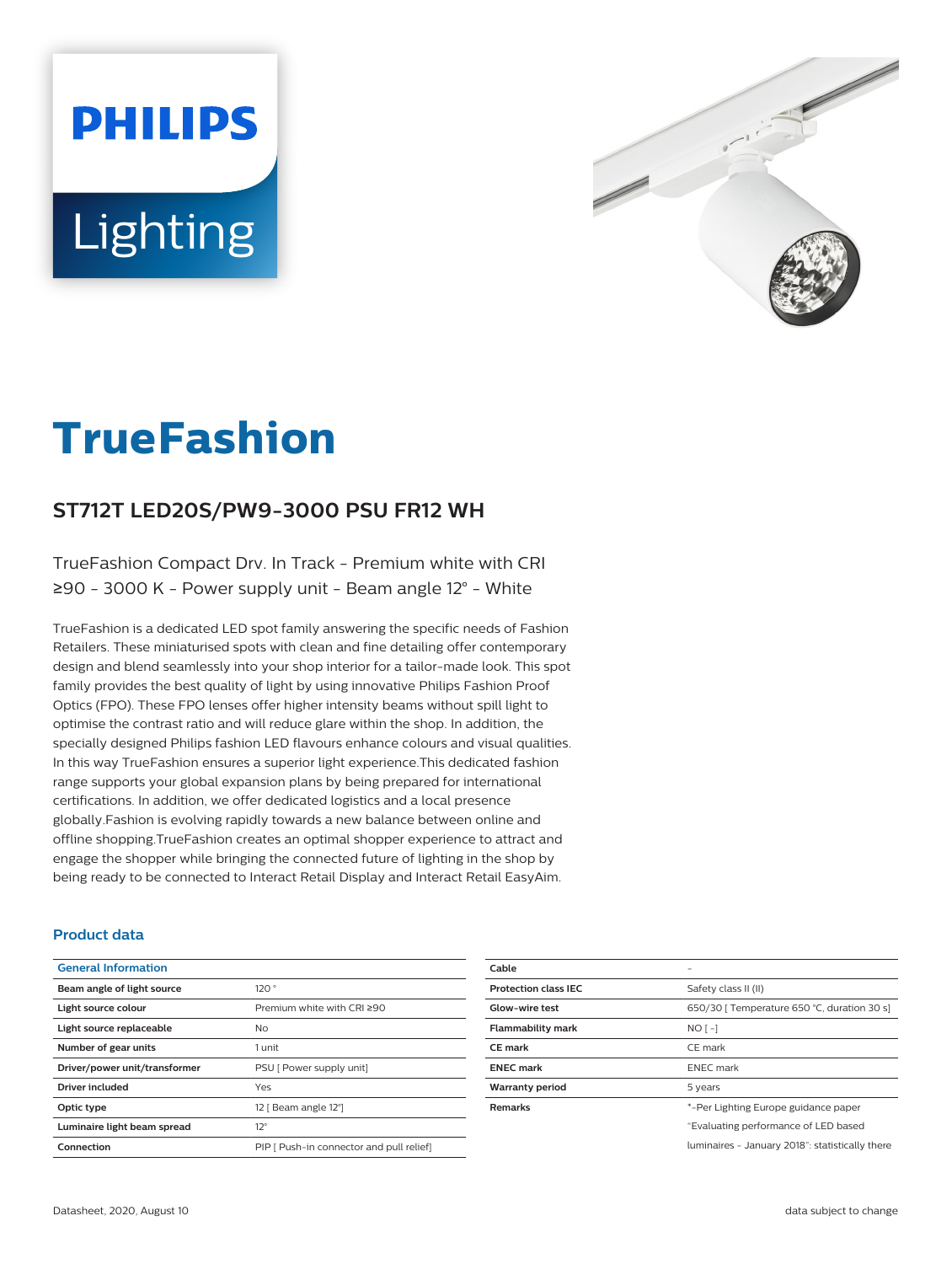PHILIPS

Lighting

# TrueFashion

## ST712T LED20S/PW9-3000 PSU FR12 WH

TrueFashion Compact Drv. In Track - Premium white with CRI ≥90 - 3000 K - Power supply unit - Beam angle 12° - White

TrueFashion is a dedicated LED spot family answering the specific needs of Fashion Retailers. These miniaturised spots with clean and fine detailing offer contemporary design and blend seamlessly into your shop interior for a tailor-made look. This spot family provides the best quality of light by using innovative Philips Fashion Proof Optics (FPO). These FPO lenses offer higher intensity beams without spill light to optimise the contrast ratio and will reduce glare within the shop. In addition, the specially designed Philips fashion LED flavours enhance colours and visual qualities. In this way TrueFashion ensures a superior light experience.This dedicated fashion range supports your global expansion plans by being prepared for international certifications. In addition, we offer dedicated logistics and a local presence globally.Fashion is evolving rapidly towards a new balance between online and offline shopping.TrueFashion creates an optimal shopper experience to attract and engage the shopper while bringing the connected future of lighting in the shop by being ready to be connected to Interact Retail Display and Interact Retail EasyAim.

### Product data

| General Information | |
|---|---|
| Beam angle of light source | 120 ° |
| Light source colour | Premium white with CRI ≥90 |
| Light source replaceable | No |
| Number of gear units | 1 unit |
| Driver/power unit/transformer | PSU [ Power supply unit] |
| Driver included | Yes |
| Optic type | 12 [ Beam angle 12°] |
| Luminaire light beam spread | 12° |
| Connection | PIP [ Push-in connector and pull relief] |

| Cable | - |
|---|---|
| Protection class IEC | Safety class II (II) |
| Glow-wire test | 650/30 [ Temperature 650 °C, duration 30 s] |
| Flammability mark | NO [ -] |
| CE mark | CE mark |
| ENEC mark | ENEC mark |
| Warranty period | 5 years |
| Remarks | *-Per Lighting Europe guidance paper "Evaluating performance of LED based luminaires - January 2018": statistically there |

Datasheet, 2020, August 10

data subject to change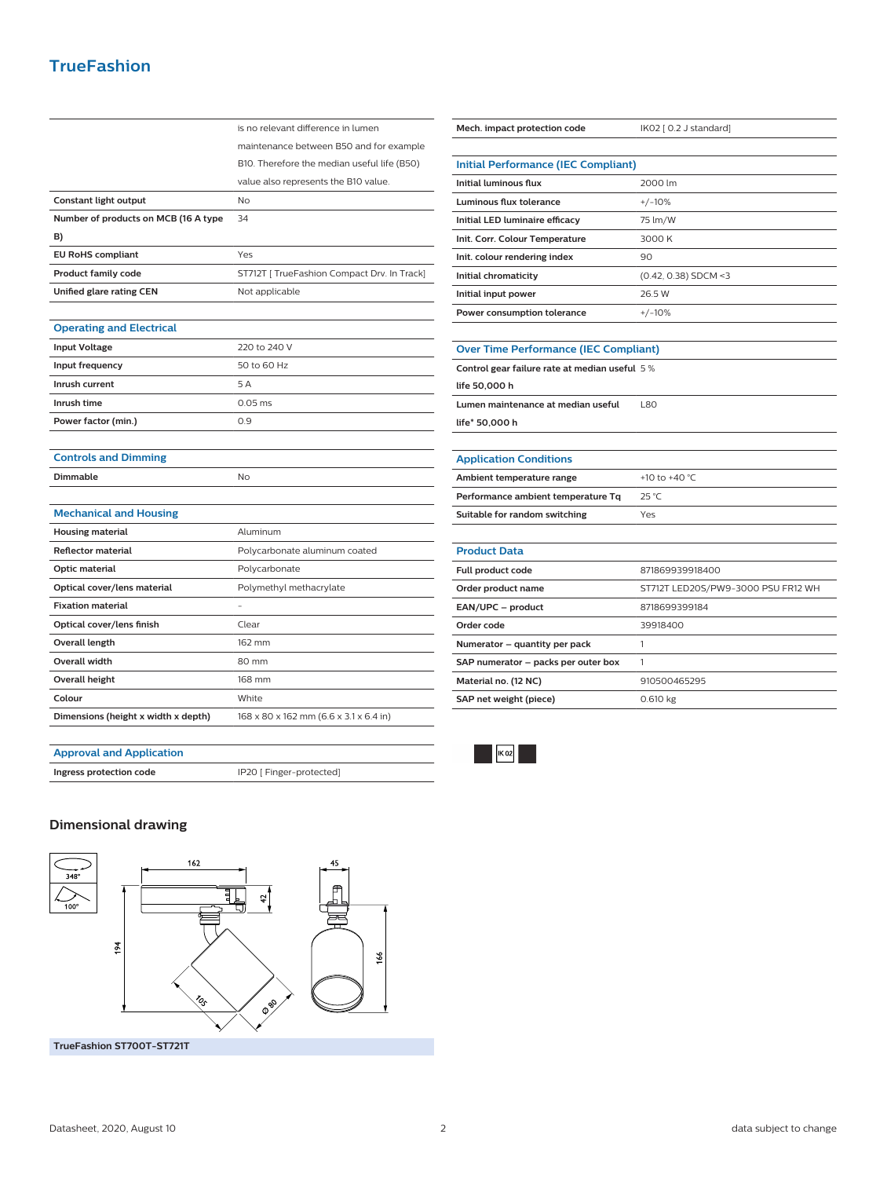# TrueFashion

| | |
|---|---|
| | is no relevant difference in lumen maintenance between B50 and for example B10. Therefore the median useful life (B50) value also represents the B10 value. |
| **Constant light output** | No |
| **Number of products on MCB (16 A type B)** | 34 |
| **EU RoHS compliant** | Yes |
| **Product family code** | ST712T [ TrueFashion Compact Drv. In Track] |
| **Unified glare rating CEN** | Not applicable |

| Operating and Electrical | |
|---|---|
| **Input Voltage** | 220 to 240 V |
| **Input frequency** | 50 to 60 Hz |
| **Inrush current** | 5 A |
| **Inrush time** | 0.05 ms |
| **Power factor (min.)** | 0.9 |

| Controls and Dimming | |
|---|---|
| **Dimmable** | No |

| Mechanical and Housing | |
|---|---|
| **Housing material** | Aluminum |
| **Reflector material** | Polycarbonate aluminum coated |
| **Optic material** | Polycarbonate |
| **Optical cover/lens material** | Polymethyl methacrylate |
| **Fixation material** | - |
| **Optical cover/lens finish** | Clear |
| **Overall length** | 162 mm |
| **Overall width** | 80 mm |
| **Overall height** | 168 mm |
| **Colour** | White |
| **Dimensions (height x width x depth)** | 168 x 80 x 162 mm (6.6 x 3.1 x 6.4 in) |

| Approval and Application | |
|---|---|
| **Ingress protection code** | IP20 [ Finger-protected] |
| **Mech. impact protection code** | IK02 [ 0.2 J standard] |

| Initial Performance (IEC Compliant) | |
|---|---|
| **Initial luminous flux** | 2000 lm |
| **Luminous flux tolerance** | +/-10% |
| **Initial LED luminaire efficacy** | 75 lm/W |
| **Init. Corr. Colour Temperature** | 3000 K |
| **Init. colour rendering index** | 90 |
| **Initial chromaticity** | (0.42, 0.38) SDCM <3 |
| **Initial input power** | 26.5 W |
| **Power consumption tolerance** | +/-10% |

| Over Time Performance (IEC Compliant) | |
|---|---|
| **Control gear failure rate at median useful life 50,000 h** | 5 % |
| **Lumen maintenance at median useful life* 50,000 h** | L80 |

| Application Conditions | |
|---|---|
| **Ambient temperature range** | +10 to +40 °C |
| **Performance ambient temperature Tq** | 25 °C |
| **Suitable for random switching** | Yes |

| Product Data | |
|---|---|
| **Full product code** | 871869939918400 |
| **Order product name** | ST712T LED20S/PW9-3000 PSU FR12 WH |
| **EAN/UPC – product** | 8718699399184 |
| **Order code** | 39918400 |
| **Numerator – quantity per pack** | 1 |
| **SAP numerator – packs per outer box** | 1 |
| **Material no. (12 NC)** | 910500465295 |
| **SAP net weight (piece)** | 0.610 kg |

IK02

## Dimensional drawing

348° 100° 162 42 45 194 105 Ø 80 166

**TrueFashion ST700T-ST721T**

Datasheet, 2020, August 10 — data subject to change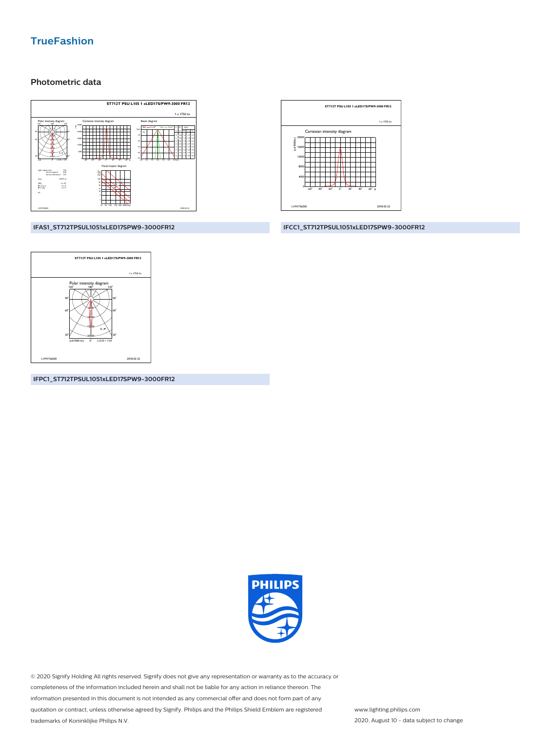TrueFashion

## Photometric data

ST712T PSU L105 1 xLED17S/PW9-3000 FR12

1 x 1750 lm

Polar intensity diagram

Cartesian intensity diagram

Beam diagram

Visual impact diagram

LVM1756000

2018-02-22

IFAS1_ST712TPSUL1051xLED17SPW9-3000FR12

ST712T PSU L105 1 xLED17S/PW9-3000 FR12

1 x 1750 lm

Cartesian intensity diagram

(cd/1000lm)

20000

16000

12000

8000

4000

0

-60° -40° -20° 0° 20° 40° 60° g

LVM1756000

2018-02-22

IFCC1_ST712TPSUL1051xLED17SPW9-3000FR12

ST712T PSU L105 1 xLED17S/PW9-3000 FR12

1 x 1750 lm

Polar intensity diagram

120° 180° 120°

90° 90°

60° 60°

30° 30°

5000

10000

15000

20000

g

(cd/1000 lm) 0° L.O.R.= 1.01

LVM1756000

2018-02-22

IFPC1_ST712TPSUL1051xLED17SPW9-3000FR12

© 2020 Signify Holding All rights reserved. Signify does not give any representation or warranty as to the accuracy or completeness of the information included herein and shall not be liable for any action in reliance thereon. The information presented in this document is not intended as any commercial offer and does not form part of any quotation or contract, unless otherwise agreed by Signify. Philips and the Philips Shield Emblem are registered trademarks of Koninklijke Philips N.V.

www.lighting.philips.com

2020, August 10 - data subject to change